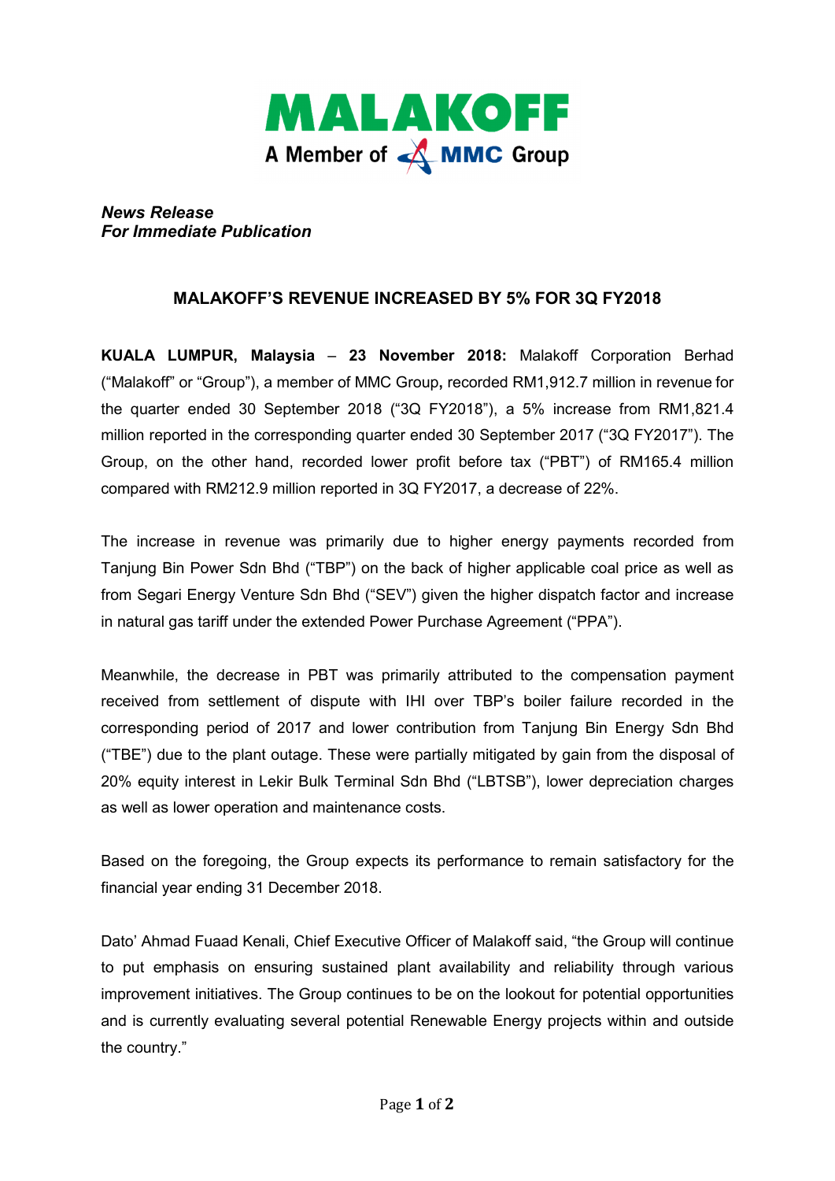MALAKOFF

A Member of MMC Group

***News Release***
***For Immediate Publication***

## MALAKOFF'S REVENUE INCREASED BY 5% FOR 3Q FY2018

**KUALA LUMPUR, Malaysia – 23 November 2018:** Malakoff Corporation Berhad ("Malakoff" or "Group"), a member of MMC Group**,** recorded RM1,912.7 million in revenue for the quarter ended 30 September 2018 ("3Q FY2018"), a 5% increase from RM1,821.4 million reported in the corresponding quarter ended 30 September 2017 ("3Q FY2017"). The Group, on the other hand, recorded lower profit before tax ("PBT") of RM165.4 million compared with RM212.9 million reported in 3Q FY2017, a decrease of 22%.

The increase in revenue was primarily due to higher energy payments recorded from Tanjung Bin Power Sdn Bhd ("TBP") on the back of higher applicable coal price as well as from Segari Energy Venture Sdn Bhd ("SEV") given the higher dispatch factor and increase in natural gas tariff under the extended Power Purchase Agreement ("PPA").

Meanwhile, the decrease in PBT was primarily attributed to the compensation payment received from settlement of dispute with IHI over TBP's boiler failure recorded in the corresponding period of 2017 and lower contribution from Tanjung Bin Energy Sdn Bhd ("TBE") due to the plant outage. These were partially mitigated by gain from the disposal of 20% equity interest in Lekir Bulk Terminal Sdn Bhd ("LBTSB"), lower depreciation charges as well as lower operation and maintenance costs.

Based on the foregoing, the Group expects its performance to remain satisfactory for the financial year ending 31 December 2018.

Dato' Ahmad Fuaad Kenali, Chief Executive Officer of Malakoff said, "the Group will continue to put emphasis on ensuring sustained plant availability and reliability through various improvement initiatives. The Group continues to be on the lookout for potential opportunities and is currently evaluating several potential Renewable Energy projects within and outside the country."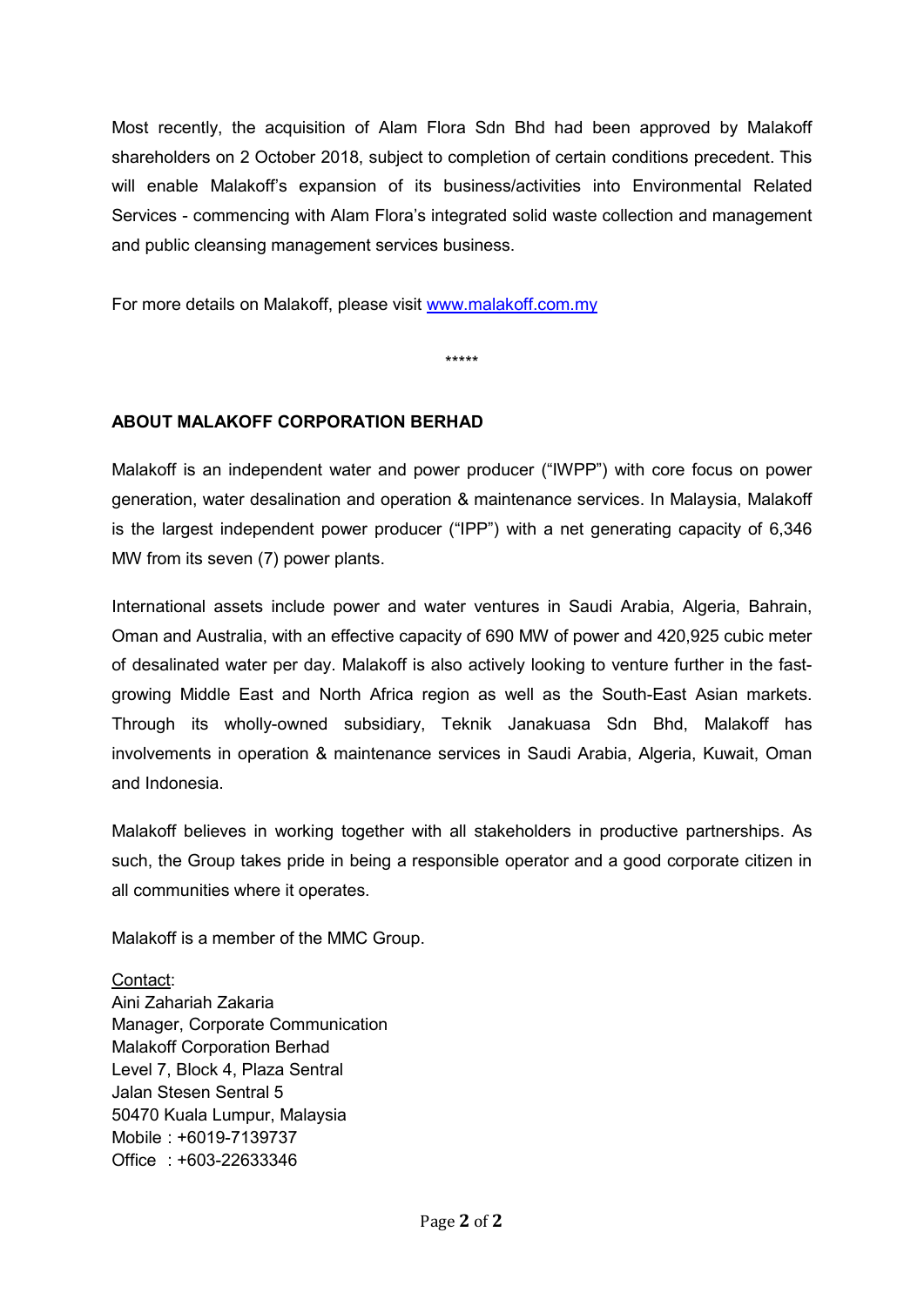Most recently, the acquisition of Alam Flora Sdn Bhd had been approved by Malakoff shareholders on 2 October 2018, subject to completion of certain conditions precedent. This will enable Malakoff's expansion of its business/activities into Environmental Related Services - commencing with Alam Flora's integrated solid waste collection and management and public cleansing management services business.

For more details on Malakoff, please visit [www.malakoff.com.my](http://www.malakoff.com.my)

*****

**ABOUT MALAKOFF CORPORATION BERHAD**

Malakoff is an independent water and power producer ("IWPP") with core focus on power generation, water desalination and operation & maintenance services. In Malaysia, Malakoff is the largest independent power producer ("IPP") with a net generating capacity of 6,346 MW from its seven (7) power plants.

International assets include power and water ventures in Saudi Arabia, Algeria, Bahrain, Oman and Australia, with an effective capacity of 690 MW of power and 420,925 cubic meter of desalinated water per day. Malakoff is also actively looking to venture further in the fast-growing Middle East and North Africa region as well as the South-East Asian markets. Through its wholly-owned subsidiary, Teknik Janakuasa Sdn Bhd, Malakoff has involvements in operation & maintenance services in Saudi Arabia, Algeria, Kuwait, Oman and Indonesia.

Malakoff believes in working together with all stakeholders in productive partnerships. As such, the Group takes pride in being a responsible operator and a good corporate citizen in all communities where it operates.

Malakoff is a member of the MMC Group.

Contact:
Aini Zahariah Zakaria
Manager, Corporate Communication
Malakoff Corporation Berhad
Level 7, Block 4, Plaza Sentral
Jalan Stesen Sentral 5
50470 Kuala Lumpur, Malaysia
Mobile : +6019-7139737
Office : +603-22633346